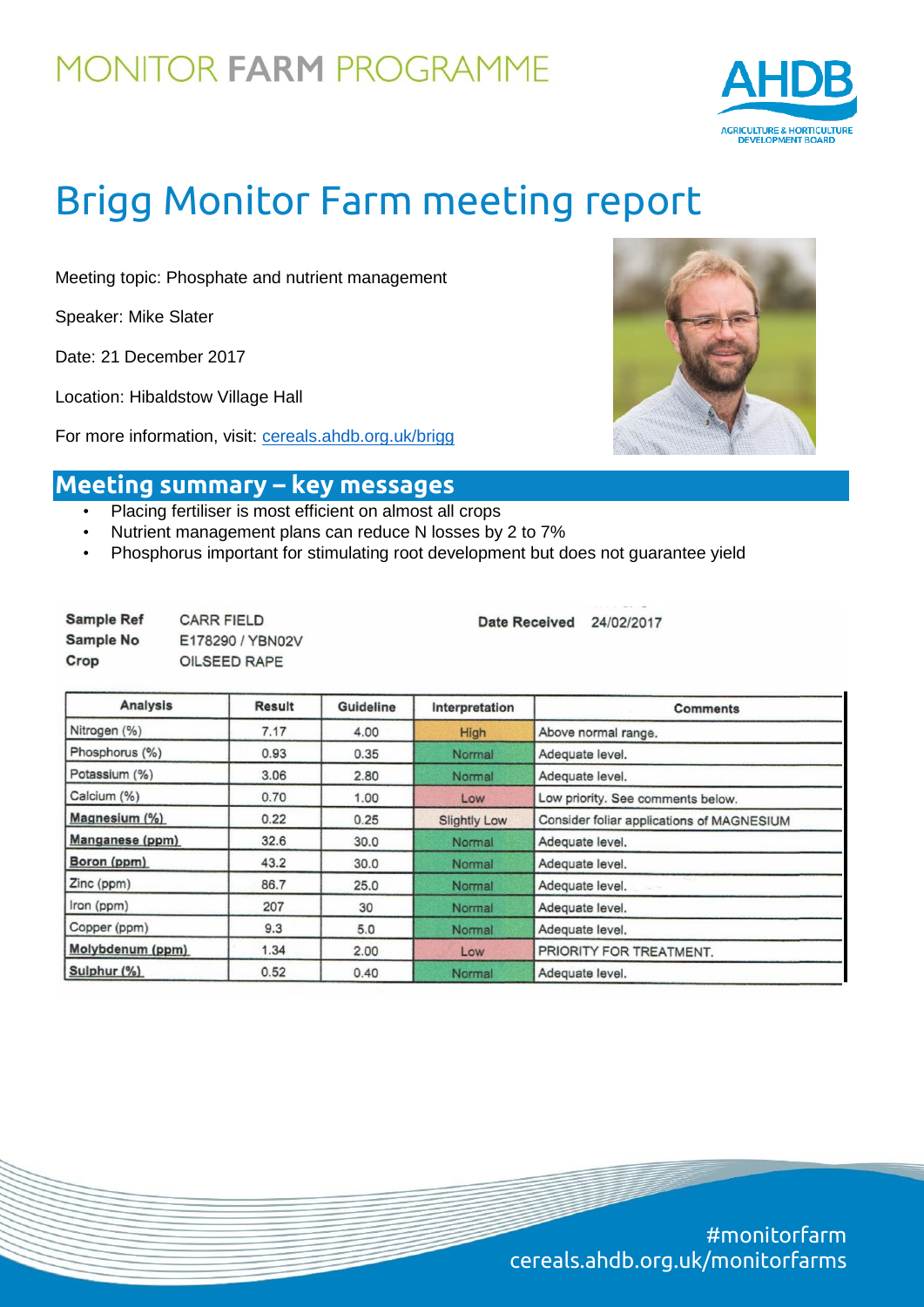MONITOR **FARM** PROGRAMME

# Brigg Monitor Farm meeting report

Meeting topic: Phosphate and nutrient management

Speaker: Mike Slater

Date: 21 December 2017

Location: Hibaldstow Village Hall

For more information, visit: cereals.ahdb.org.uk/brigg

## Meeting summary – key messages

- Placing fertiliser is most efficient on almost all crops
- Nutrient management plans can reduce N losses by 2 to 7%
- Phosphorus important for stimulating root development but does not guarantee yield

**Sample Ref** CARR FIELD
**Sample No** E178290 / YBN02V
**Crop** OILSEED RAPE

**Date Received** 24/02/2017

| Analysis | Result | Guideline | Interpretation | Comments |
|---|---|---|---|---|
| Nitrogen (%) | 7.17 | 4.00 | High | Above normal range. |
| Phosphorus (%) | 0.93 | 0.35 | Normal | Adequate level. |
| Potassium (%) | 3.06 | 2.80 | Normal | Adequate level. |
| Calcium (%) | 0.70 | 1.00 | Low | Low priority. See comments below. |
| Magnesium (%) | 0.22 | 0.25 | Slightly Low | Consider foliar applications of MAGNESIUM |
| Manganese (ppm) | 32.6 | 30.0 | Normal | Adequate level. |
| Boron (ppm) | 43.2 | 30.0 | Normal | Adequate level. |
| Zinc (ppm) | 86.7 | 25.0 | Normal | Adequate level. |
| Iron (ppm) | 207 | 30 | Normal | Adequate level. |
| Copper (ppm) | 9.3 | 5.0 | Normal | Adequate level. |
| Molybdenum (ppm) | 1.34 | 2.00 | Low | PRIORITY FOR TREATMENT. |
| Sulphur (%) | 0.52 | 0.40 | Normal | Adequate level. |

#monitorfarm
cereals.ahdb.org.uk/monitorfarms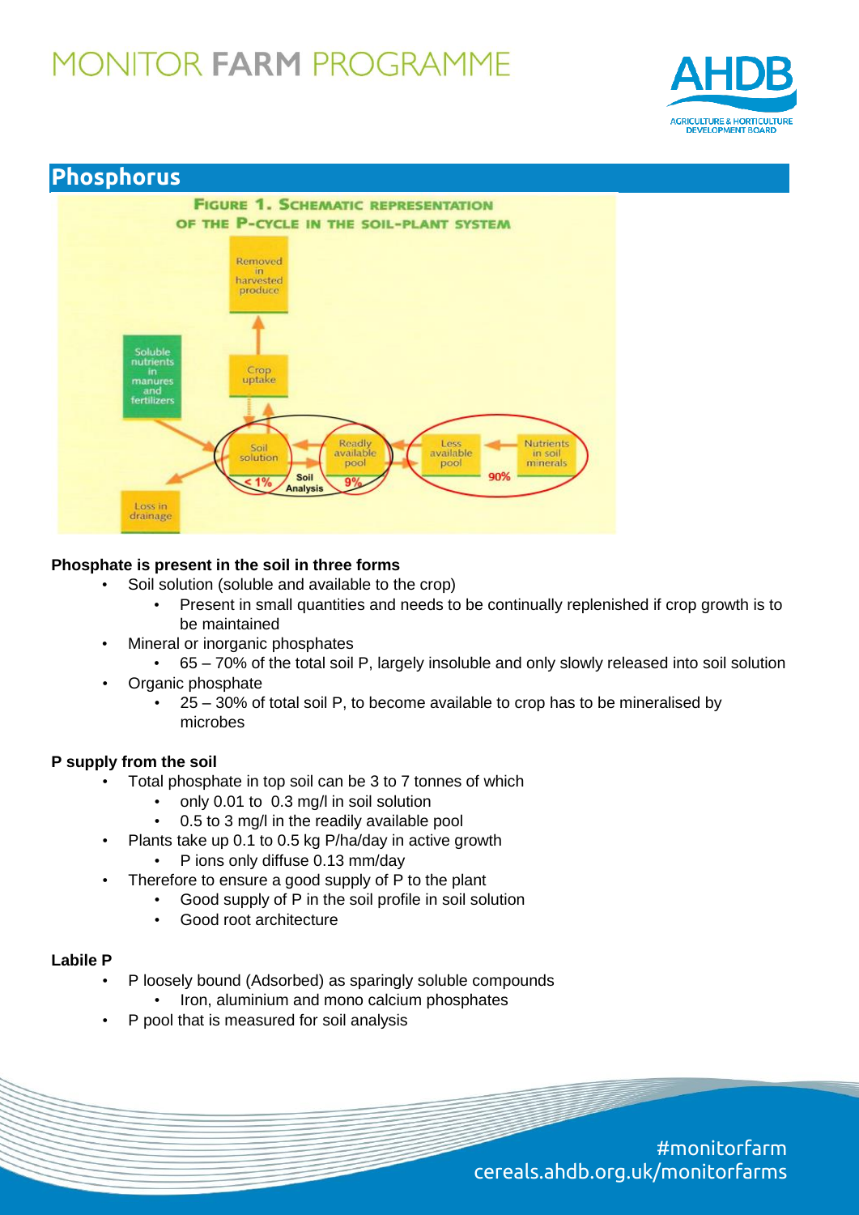## Phosphorus

FIGURE 1. SCHEMATIC REPRESENTATION OF THE P-CYCLE IN THE SOIL-PLANT SYSTEM

Removed in harvested produce

Soluble nutrients in manures and fertilizers

Crop uptake

Soil solution

Readily available pool

Less available pool

Nutrients in soil minerals

< 1%

Soil Analysis

9%

90%

Loss in drainage

**Phosphate is present in the soil in three forms**

- Soil solution (soluble and available to the crop)
  - Present in small quantities and needs to be continually replenished if crop growth is to be maintained
- Mineral or inorganic phosphates
  - 65 – 70% of the total soil P, largely insoluble and only slowly released into soil solution
- Organic phosphate
  - 25 – 30% of total soil P, to become available to crop has to be mineralised by microbes

**P supply from the soil**

- Total phosphate in top soil can be 3 to 7 tonnes of which
  - only 0.01 to 0.3 mg/l in soil solution
  - 0.5 to 3 mg/l in the readily available pool
- Plants take up 0.1 to 0.5 kg P/ha/day in active growth
  - P ions only diffuse 0.13 mm/day
- Therefore to ensure a good supply of P to the plant
  - Good supply of P in the soil profile in soil solution
  - Good root architecture

**Labile P**

- P loosely bound (Adsorbed) as sparingly soluble compounds
  - Iron, aluminium and mono calcium phosphates
- P pool that is measured for soil analysis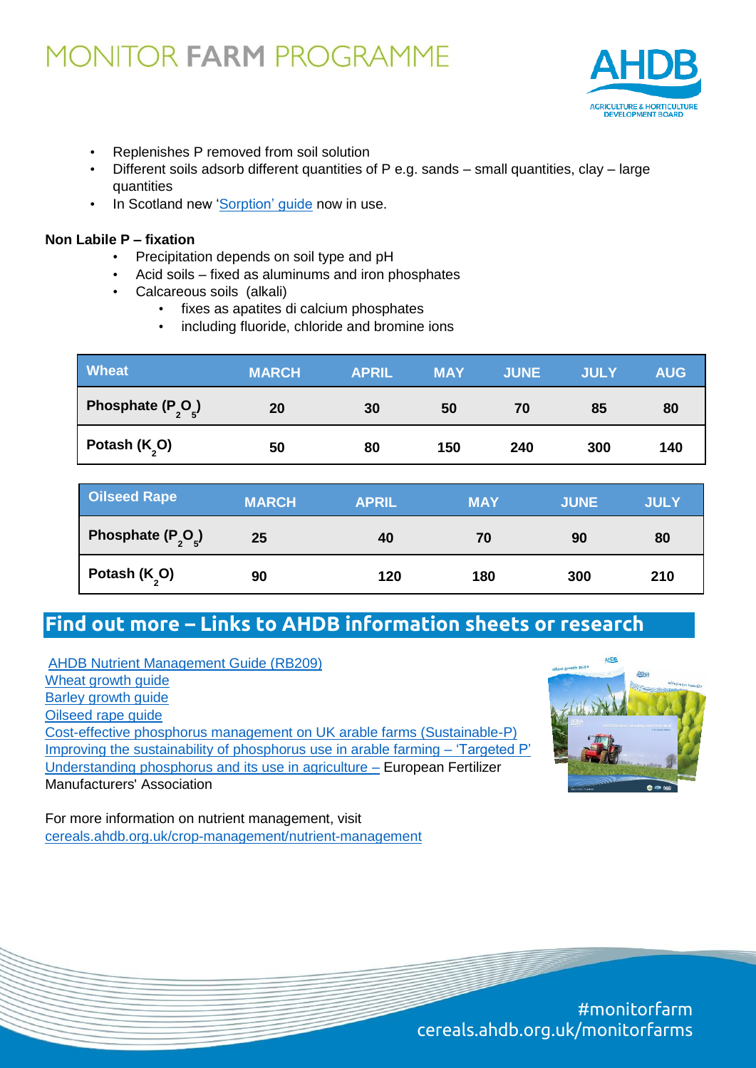- Replenishes P removed from soil solution
- Different soils adsorb different quantities of P e.g. sands – small quantities, clay – large quantities
- In Scotland new 'Sorption' guide now in use.

**Non Labile P – fixation**

- Precipitation depends on soil type and pH
- Acid soils – fixed as aluminums and iron phosphates
- Calcareous soils (alkali)
  - fixes as apatites di calcium phosphates
  - including fluoride, chloride and bromine ions

| Wheat | MARCH | APRIL | MAY | JUNE | JULY | AUG |
|---|---|---|---|---|---|---|
| **Phosphate ($P_2O_5$)** | 20 | 30 | 50 | 70 | 85 | 80 |
| **Potash ($K_2O$)** | 50 | 80 | 150 | 240 | 300 | 140 |

| Oilseed Rape | MARCH | APRIL | MAY | JUNE | JULY |
|---|---|---|---|---|---|
| **Phosphate ($P_2O_5$)** | 25 | 40 | 70 | 90 | 80 |
| **Potash ($K_2O$)** | 90 | 120 | 180 | 300 | 210 |

## Find out more – Links to AHDB information sheets or research

AHDB Nutrient Management Guide (RB209)
Wheat growth guide
Barley growth guide
Oilseed rape guide
Cost-effective phosphorus management on UK arable farms (Sustainable-P)
Improving the sustainability of phosphorus use in arable farming – 'Targeted P'
Understanding phosphorus and its use in agriculture – European Fertilizer Manufacturers' Association

For more information on nutrient management, visit cereals.ahdb.org.uk/crop-management/nutrient-management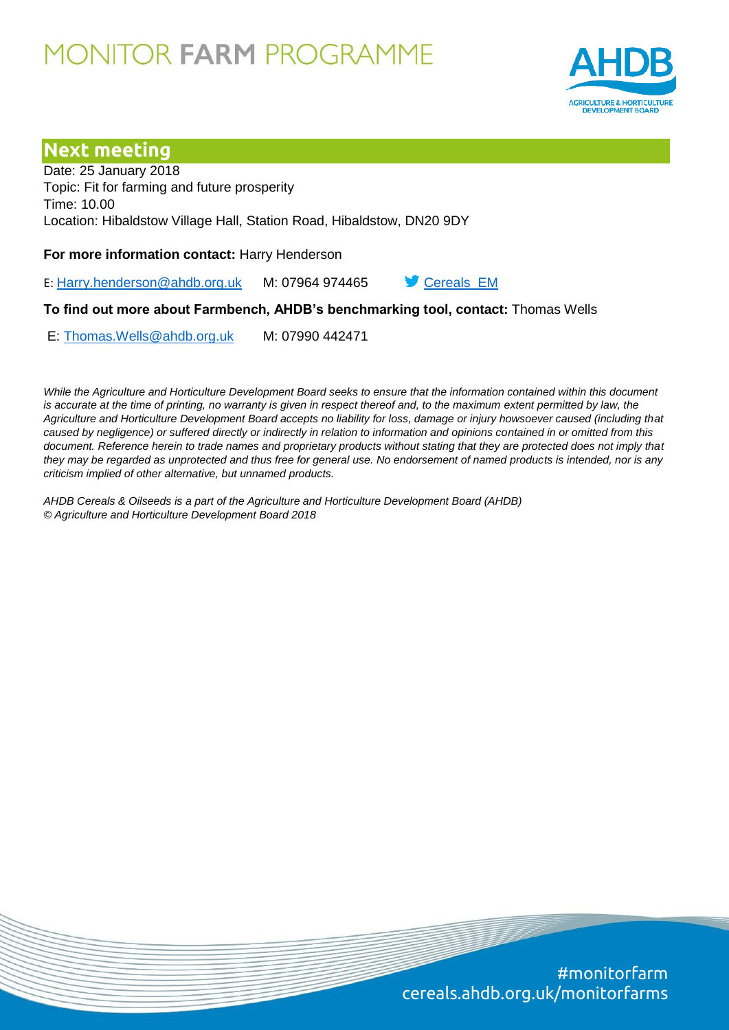# MONITOR FARM PROGRAMME

## Next meeting

Date: 25 January 2018
Topic: Fit for farming and future prosperity
Time: 10.00
Location: Hibaldstow Village Hall, Station Road, Hibaldstow, DN20 9DY

**For more information contact:** Harry Henderson

E: Harry.henderson@ahdb.org.uk M: 07964 974465 Cereals_EM

**To find out more about Farmbench, AHDB's benchmarking tool, contact:** Thomas Wells

E: Thomas.Wells@ahdb.org.uk M: 07990 442471

*While the Agriculture and Horticulture Development Board seeks to ensure that the information contained within this document is accurate at the time of printing, no warranty is given in respect thereof and, to the maximum extent permitted by law, the Agriculture and Horticulture Development Board accepts no liability for loss, damage or injury howsoever caused (including that caused by negligence) or suffered directly or indirectly in relation to information and opinions contained in or omitted from this document. Reference herein to trade names and proprietary products without stating that they are protected does not imply that they may be regarded as unprotected and thus free for general use. No endorsement of named products is intended, nor is any criticism implied of other alternative, but unnamed products.*

*AHDB Cereals & Oilseeds is a part of the Agriculture and Horticulture Development Board (AHDB)*
*© Agriculture and Horticulture Development Board 2018*

#monitorfarm
cereals.ahdb.org.uk/monitorfarms